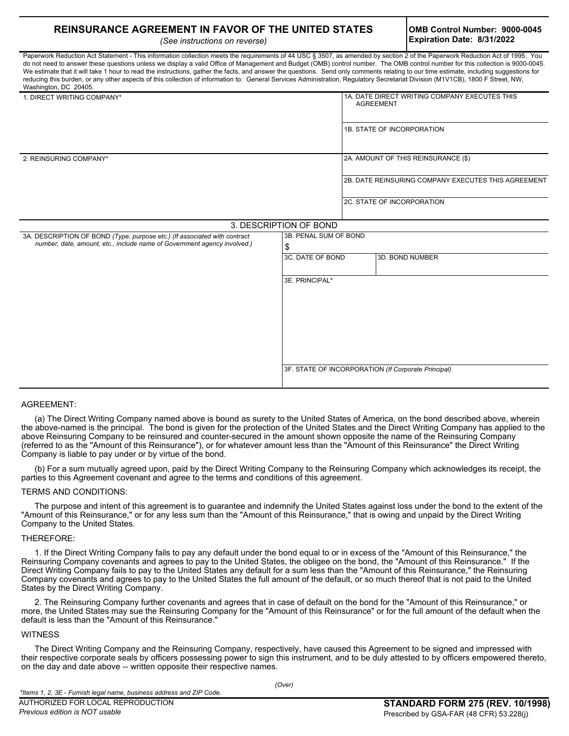# REINSURANCE AGREEMENT IN FAVOR OF THE UNITED STATES

*(See instructions on reverse)*

**OMB Control Number: 9000-0045**
**Expiration Date: 8/31/2022**

Paperwork Reduction Act Statement - This information collection meets the requirements of 44 USC § 3507, as amended by section 2 of the Paperwork Reduction Act of 1995. You do not need to answer these questions unless we display a valid Office of Management and Budget (OMB) control number. The OMB control number for this collection is 9000-0045. We estimate that it will take 1 hour to read the instructions, gather the facts, and answer the questions. Send only comments relating to our time estimate, including suggestions for reducing this burden, or any other aspects of this collection of information to: General Services Administration, Regulatory Secretariat Division (M1V1CB), 1800 F Street, NW, Washington, DC 20405.

| | |
|---|---|
| 1. DIRECT WRITING COMPANY* | 1A. DATE DIRECT WRITING COMPANY EXECUTES THIS AGREEMENT |
| | 1B. STATE OF INCORPORATION |
| 2. REINSURING COMPANY* | 2A. AMOUNT OF THIS REINSURANCE ($) |
| | 2B. DATE REINSURING COMPANY EXECUTES THIS AGREEMENT |
| | 2C. STATE OF INCORPORATION |

## 3. DESCRIPTION OF BOND

| | | |
|---|---|---|
| 3A. DESCRIPTION OF BOND *(Type, purpose etc.) (If associated with contract number, date, amount, etc., include name of Government agency involved.)* | 3B. PENAL SUM OF BOND $ | |
| | 3C. DATE OF BOND | 3D. BOND NUMBER |
| | 3E. PRINCIPAL* | |
| | 3F. STATE OF INCORPORATION *(If Corporate Principal)* | |

AGREEMENT:

(a) The Direct Writing Company named above is bound as surety to the United States of America, on the bond described above, wherein the above-named is the principal. The bond is given for the protection of the United States and the Direct Writing Company has applied to the above Reinsuring Company to be reinsured and counter-secured in the amount shown opposite the name of the Reinsuring Company (referred to as the "Amount of this Reinsurance"), or for whatever amount less than the "Amount of this Reinsurance" the Direct Writing Company is liable to pay under or by virtue of the bond.

(b) For a sum mutually agreed upon, paid by the Direct Writing Company to the Reinsuring Company which acknowledges its receipt, the parties to this Agreement covenant and agree to the terms and conditions of this agreement.

TERMS AND CONDITIONS:

The purpose and intent of this agreement is to guarantee and indemnify the United States against loss under the bond to the extent of the "Amount of this Reinsurance," or for any less sum than the "Amount of this Reinsurance," that is owing and unpaid by the Direct Writing Company to the United States.

THEREFORE:

1. If the Direct Writing Company fails to pay any default under the bond equal to or in excess of the "Amount of this Reinsurance," the Reinsuring Company covenants and agrees to pay to the United States, the obligee on the bond, the "Amount of this Reinsurance." If the Direct Writing Company fails to pay to the United States any default for a sum less than the "Amount of this Reinsurance," the Reinsuring Company covenants and agrees to pay to the United States the full amount of the default, or so much thereof that is not paid to the United States by the Direct Writing Company.

2. The Reinsuring Company further covenants and agrees that in case of default on the bond for the "Amount of this Reinsurance," or more, the United States may sue the Reinsuring Company for the "Amount of this Reinsurance" or for the full amount of the default when the default is less than the "Amount of this Reinsurance."

WITNESS

The Direct Writing Company and the Reinsuring Company, respectively, have caused this Agreement to be signed and impressed with their respective corporate seals by officers possessing power to sign this instrument, and to be duly attested to by officers empowered thereto, on the day and date above -- written opposite their respective names.

(Over)

*Items 1, 2, 3E - Furnish legal name, business address and ZIP Code.*

AUTHORIZED FOR LOCAL REPRODUCTION
*Previous edition is NOT usable*

**STANDARD FORM 275 (REV. 10/1998)**
Prescribed by GSA-FAR (48 CFR) 53.228(j)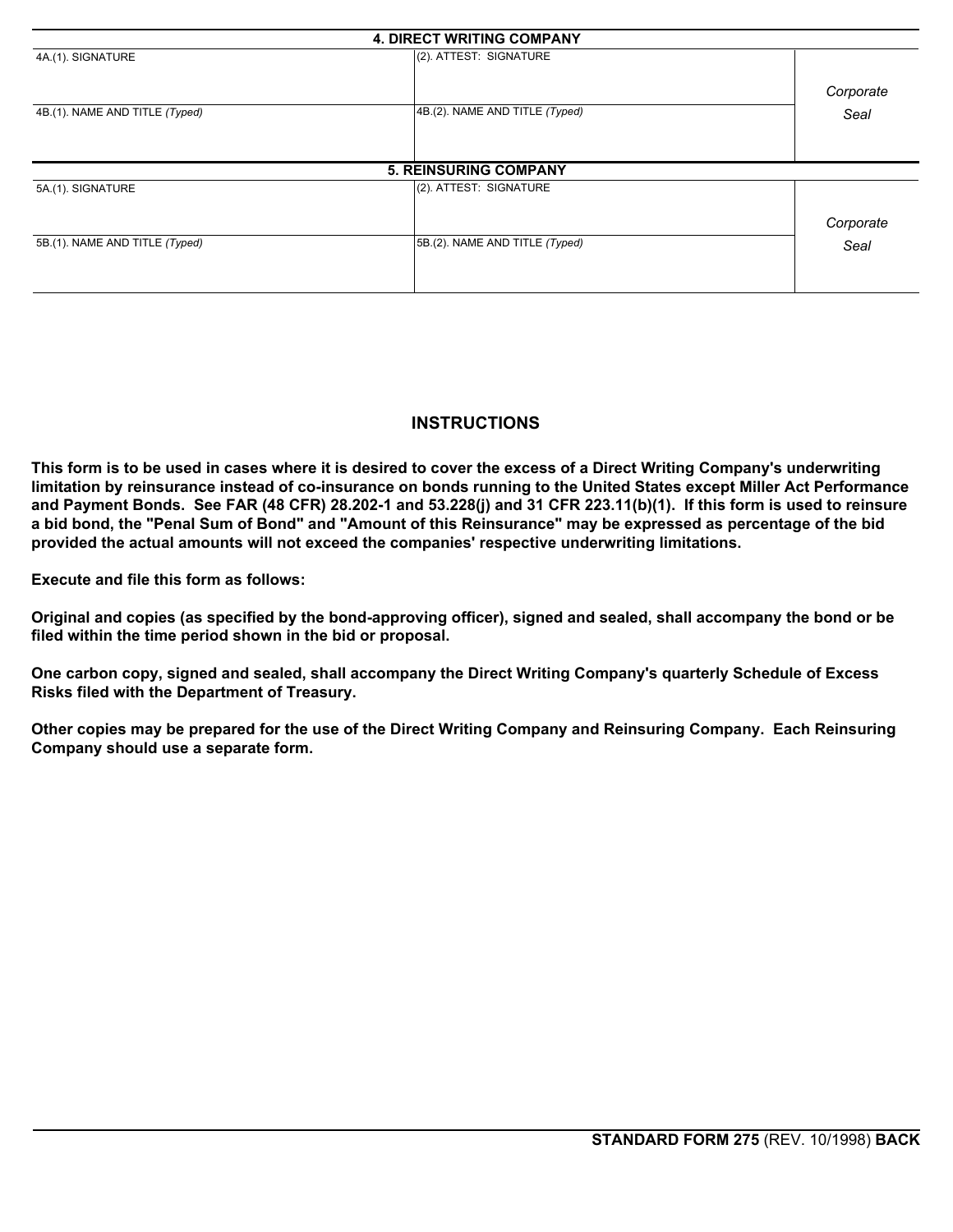| 4. DIRECT WRITING COMPANY | | |
| --- | --- | --- |
| 4A.(1). SIGNATURE | (2). ATTEST: SIGNATURE | *Corporate Seal* |
| 4B.(1). NAME AND TITLE *(Typed)* | 4B.(2). NAME AND TITLE *(Typed)* | |

| 5. REINSURING COMPANY | | |
| --- | --- | --- |
| 5A.(1). SIGNATURE | (2). ATTEST: SIGNATURE | *Corporate Seal* |
| 5B.(1). NAME AND TITLE *(Typed)* | 5B.(2). NAME AND TITLE *(Typed)* | |

## INSTRUCTIONS

**This form is to be used in cases where it is desired to cover the excess of a Direct Writing Company's underwriting limitation by reinsurance instead of co-insurance on bonds running to the United States except Miller Act Performance and Payment Bonds. See FAR (48 CFR) 28.202-1 and 53.228(j) and 31 CFR 223.11(b)(1). If this form is used to reinsure a bid bond, the "Penal Sum of Bond" and "Amount of this Reinsurance" may be expressed as percentage of the bid provided the actual amounts will not exceed the companies' respective underwriting limitations.**

**Execute and file this form as follows:**

**Original and copies (as specified by the bond-approving officer), signed and sealed, shall accompany the bond or be filed within the time period shown in the bid or proposal.**

**One carbon copy, signed and sealed, shall accompany the Direct Writing Company's quarterly Schedule of Excess Risks filed with the Department of Treasury.**

**Other copies may be prepared for the use of the Direct Writing Company and Reinsuring Company. Each Reinsuring Company should use a separate form.**

**STANDARD FORM 275** (REV. 10/1998) **BACK**